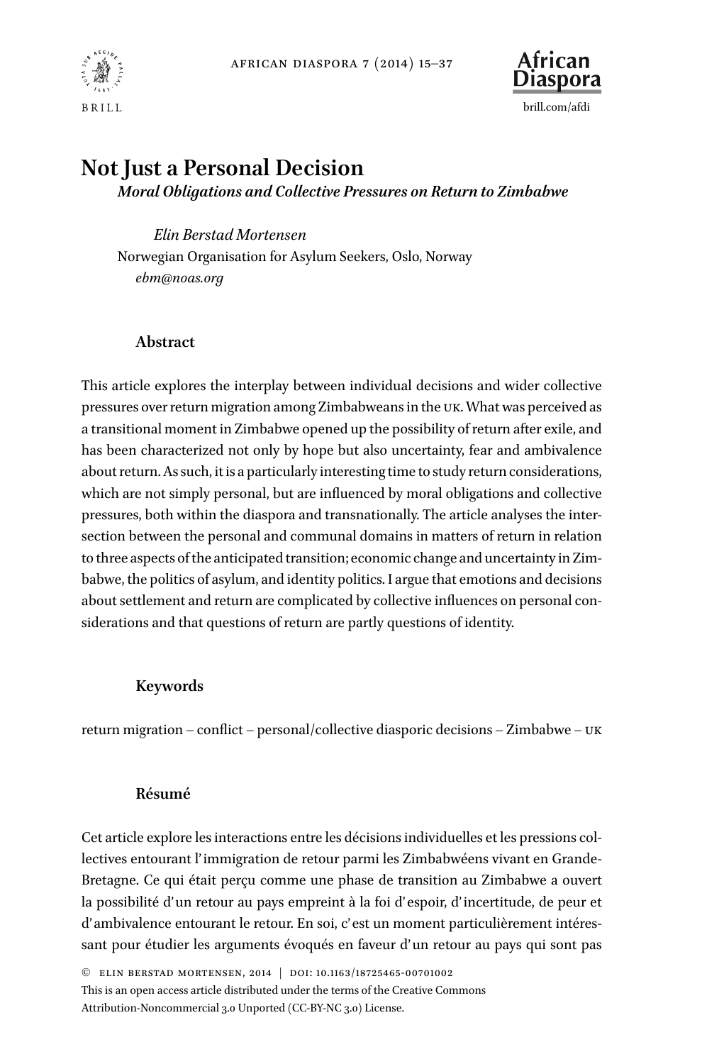# Not Just a Personal Decision

*Moral Obligations and Collective Pressures on Return to Zimbabwe*

*Elin Berstad Mortensen*
Norwegian Organisation for Asylum Seekers, Oslo, Norway
*ebm@noas.org*

## Abstract

This article explores the interplay between individual decisions and wider collective pressures over return migration among Zimbabweans in the UK. What was perceived as a transitional moment in Zimbabwe opened up the possibility of return after exile, and has been characterized not only by hope but also uncertainty, fear and ambivalence about return. As such, it is a particularly interesting time to study return considerations, which are not simply personal, but are influenced by moral obligations and collective pressures, both within the diaspora and transnationally. The article analyses the intersection between the personal and communal domains in matters of return in relation to three aspects of the anticipated transition; economic change and uncertainty in Zimbabwe, the politics of asylum, and identity politics. I argue that emotions and decisions about settlement and return are complicated by collective influences on personal considerations and that questions of return are partly questions of identity.

## Keywords

return migration – conflict – personal/collective diasporic decisions – Zimbabwe – UK

## Résumé

Cet article explore les interactions entre les décisions individuelles et les pressions collectives entourant l'immigration de retour parmi les Zimbabwéens vivant en Grande-Bretagne. Ce qui était perçu comme une phase de transition au Zimbabwe a ouvert la possibilité d'un retour au pays empreint à la foi d'espoir, d'incertitude, de peur et d'ambivalence entourant le retour. En soi, c'est un moment particulièrement intéressant pour étudier les arguments évoqués en faveur d'un retour au pays qui sont pas

© Elin Berstad Mortensen, 2014 | DOI: 10.1163/18725465-00701002
This is an open access article distributed under the terms of the Creative Commons Attribution-Noncommercial 3.0 Unported (CC-BY-NC 3.0) License.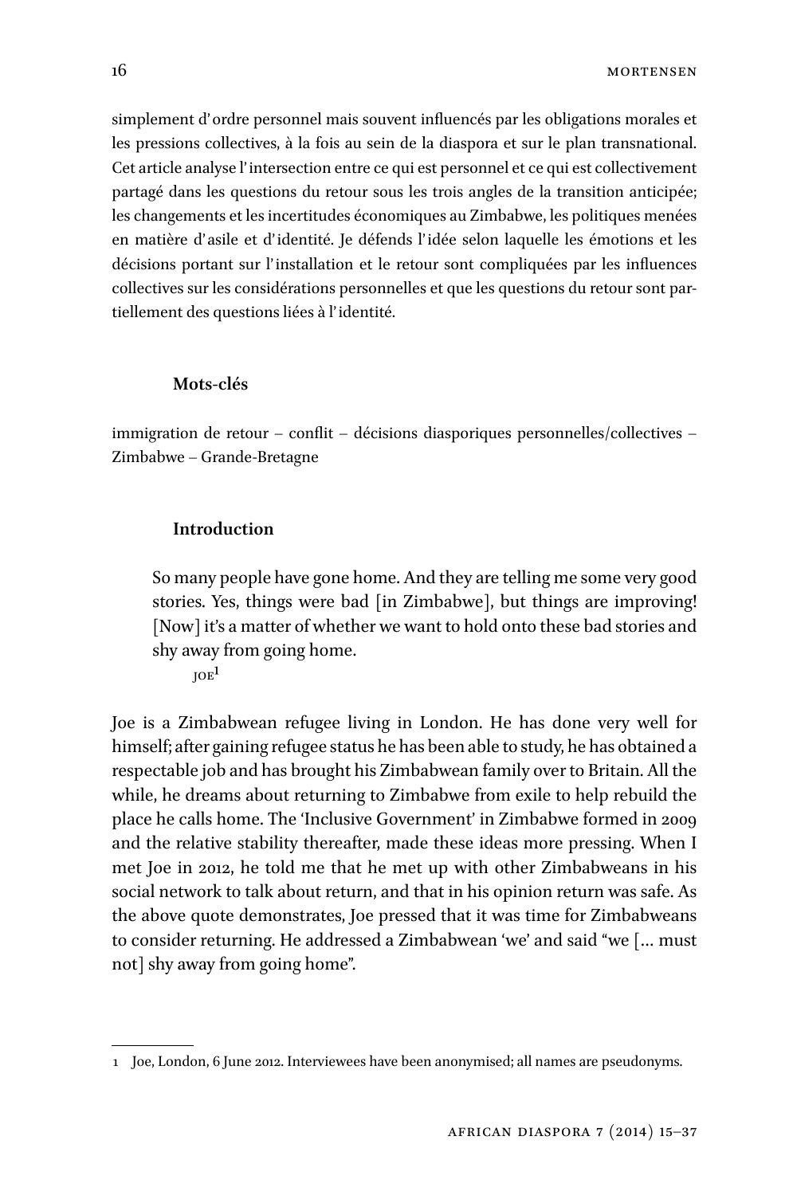simplement d'ordre personnel mais souvent influencés par les obligations morales et les pressions collectives, à la fois au sein de la diaspora et sur le plan transnational. Cet article analyse l'intersection entre ce qui est personnel et ce qui est collectivement partagé dans les questions du retour sous les trois angles de la transition anticipée; les changements et les incertitudes économiques au Zimbabwe, les politiques menées en matière d'asile et d'identité. Je défends l'idée selon laquelle les émotions et les décisions portant sur l'installation et le retour sont compliquées par les influences collectives sur les considérations personnelles et que les questions du retour sont partiellement des questions liées à l'identité.

## Mots-clés

immigration de retour – conflit – décisions diasporiques personnelles/collectives – Zimbabwe – Grande-Bretagne

## Introduction

> So many people have gone home. And they are telling me some very good stories. Yes, things were bad [in Zimbabwe], but things are improving! [Now] it's a matter of whether we want to hold onto these bad stories and shy away from going home.
>
> JOE[1]

Joe is a Zimbabwean refugee living in London. He has done very well for himself; after gaining refugee status he has been able to study, he has obtained a respectable job and has brought his Zimbabwean family over to Britain. All the while, he dreams about returning to Zimbabwe from exile to help rebuild the place he calls home. The 'Inclusive Government' in Zimbabwe formed in 2009 and the relative stability thereafter, made these ideas more pressing. When I met Joe in 2012, he told me that he met up with other Zimbabweans in his social network to talk about return, and that in his opinion return was safe. As the above quote demonstrates, Joe pressed that it was time for Zimbabweans to consider returning. He addressed a Zimbabwean 'we' and said "we [… must not] shy away from going home".

---

1 Joe, London, 6 June 2012. Interviewees have been anonymised; all names are pseudonyms.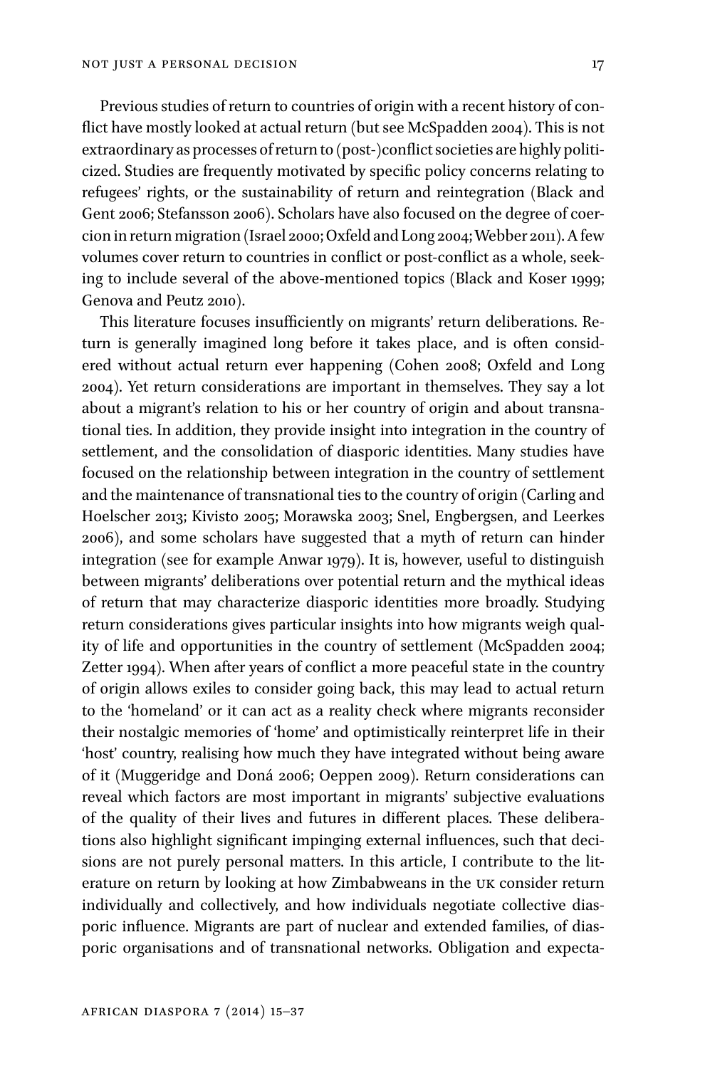Previous studies of return to countries of origin with a recent history of conflict have mostly looked at actual return (but see McSpadden 2004). This is not extraordinary as processes of return to (post-)conflict societies are highly politicized. Studies are frequently motivated by specific policy concerns relating to refugees' rights, or the sustainability of return and reintegration (Black and Gent 2006; Stefansson 2006). Scholars have also focused on the degree of coercion in return migration (Israel 2000; Oxfeld and Long 2004; Webber 2011). A few volumes cover return to countries in conflict or post-conflict as a whole, seeking to include several of the above-mentioned topics (Black and Koser 1999; Genova and Peutz 2010).

This literature focuses insufficiently on migrants' return deliberations. Return is generally imagined long before it takes place, and is often considered without actual return ever happening (Cohen 2008; Oxfeld and Long 2004). Yet return considerations are important in themselves. They say a lot about a migrant's relation to his or her country of origin and about transnational ties. In addition, they provide insight into integration in the country of settlement, and the consolidation of diasporic identities. Many studies have focused on the relationship between integration in the country of settlement and the maintenance of transnational ties to the country of origin (Carling and Hoelscher 2013; Kivisto 2005; Morawska 2003; Snel, Engbergsen, and Leerkes 2006), and some scholars have suggested that a myth of return can hinder integration (see for example Anwar 1979). It is, however, useful to distinguish between migrants' deliberations over potential return and the mythical ideas of return that may characterize diasporic identities more broadly. Studying return considerations gives particular insights into how migrants weigh quality of life and opportunities in the country of settlement (McSpadden 2004; Zetter 1994). When after years of conflict a more peaceful state in the country of origin allows exiles to consider going back, this may lead to actual return to the 'homeland' or it can act as a reality check where migrants reconsider their nostalgic memories of 'home' and optimistically reinterpret life in their 'host' country, realising how much they have integrated without being aware of it (Muggeridge and Doná 2006; Oeppen 2009). Return considerations can reveal which factors are most important in migrants' subjective evaluations of the quality of their lives and futures in different places. These deliberations also highlight significant impinging external influences, such that decisions are not purely personal matters. In this article, I contribute to the literature on return by looking at how Zimbabweans in the UK consider return individually and collectively, and how individuals negotiate collective diasporic influence. Migrants are part of nuclear and extended families, of diasporic organisations and of transnational networks. Obligation and expecta-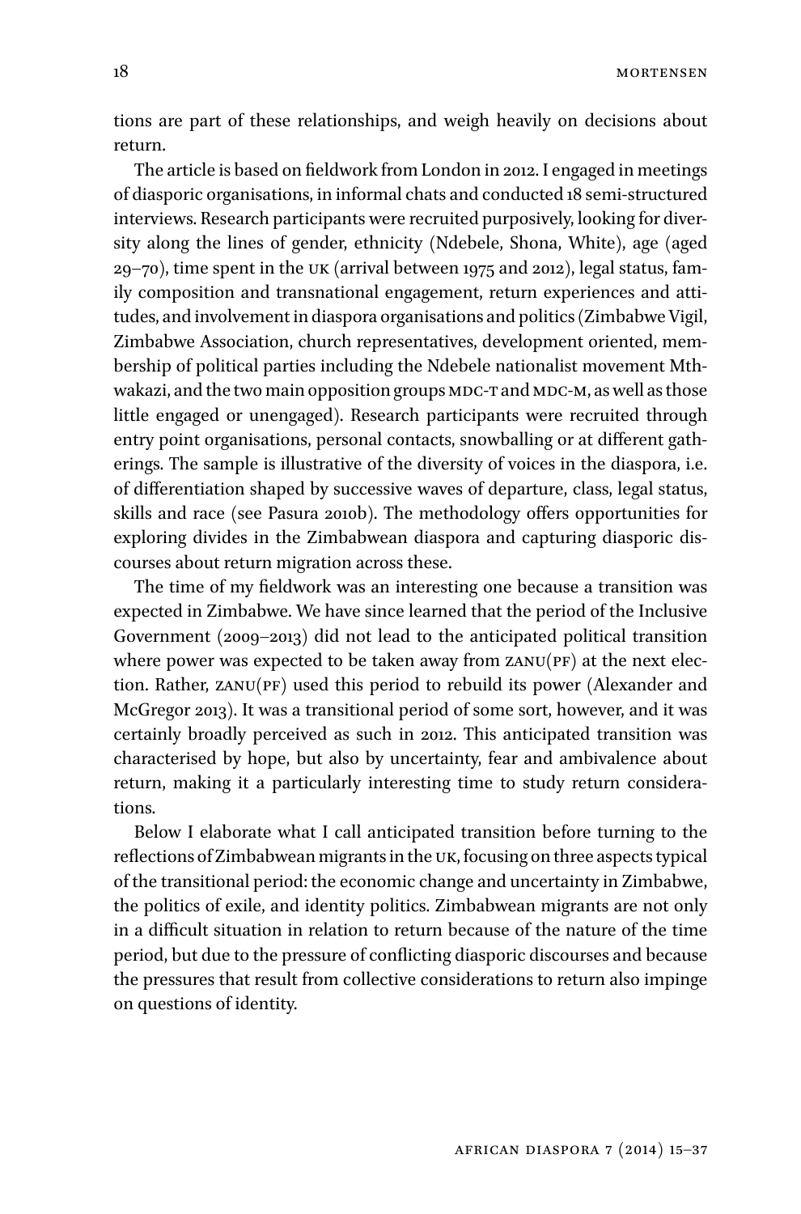tions are part of these relationships, and weigh heavily on decisions about return.

The article is based on fieldwork from London in 2012. I engaged in meetings of diasporic organisations, in informal chats and conducted 18 semi-structured interviews. Research participants were recruited purposively, looking for diversity along the lines of gender, ethnicity (Ndebele, Shona, White), age (aged 29–70), time spent in the UK (arrival between 1975 and 2012), legal status, family composition and transnational engagement, return experiences and attitudes, and involvement in diaspora organisations and politics (Zimbabwe Vigil, Zimbabwe Association, church representatives, development oriented, membership of political parties including the Ndebele nationalist movement Mthwakazi, and the two main opposition groups MDC-T and MDC-M, as well as those little engaged or unengaged). Research participants were recruited through entry point organisations, personal contacts, snowballing or at different gatherings. The sample is illustrative of the diversity of voices in the diaspora, i.e. of differentiation shaped by successive waves of departure, class, legal status, skills and race (see Pasura 2010b). The methodology offers opportunities for exploring divides in the Zimbabwean diaspora and capturing diasporic discourses about return migration across these.

The time of my fieldwork was an interesting one because a transition was expected in Zimbabwe. We have since learned that the period of the Inclusive Government (2009–2013) did not lead to the anticipated political transition where power was expected to be taken away from ZANU(PF) at the next election. Rather, ZANU(PF) used this period to rebuild its power (Alexander and McGregor 2013). It was a transitional period of some sort, however, and it was certainly broadly perceived as such in 2012. This anticipated transition was characterised by hope, but also by uncertainty, fear and ambivalence about return, making it a particularly interesting time to study return considerations.

Below I elaborate what I call anticipated transition before turning to the reflections of Zimbabwean migrants in the UK, focusing on three aspects typical of the transitional period: the economic change and uncertainty in Zimbabwe, the politics of exile, and identity politics. Zimbabwean migrants are not only in a difficult situation in relation to return because of the nature of the time period, but due to the pressure of conflicting diasporic discourses and because the pressures that result from collective considerations to return also impinge on questions of identity.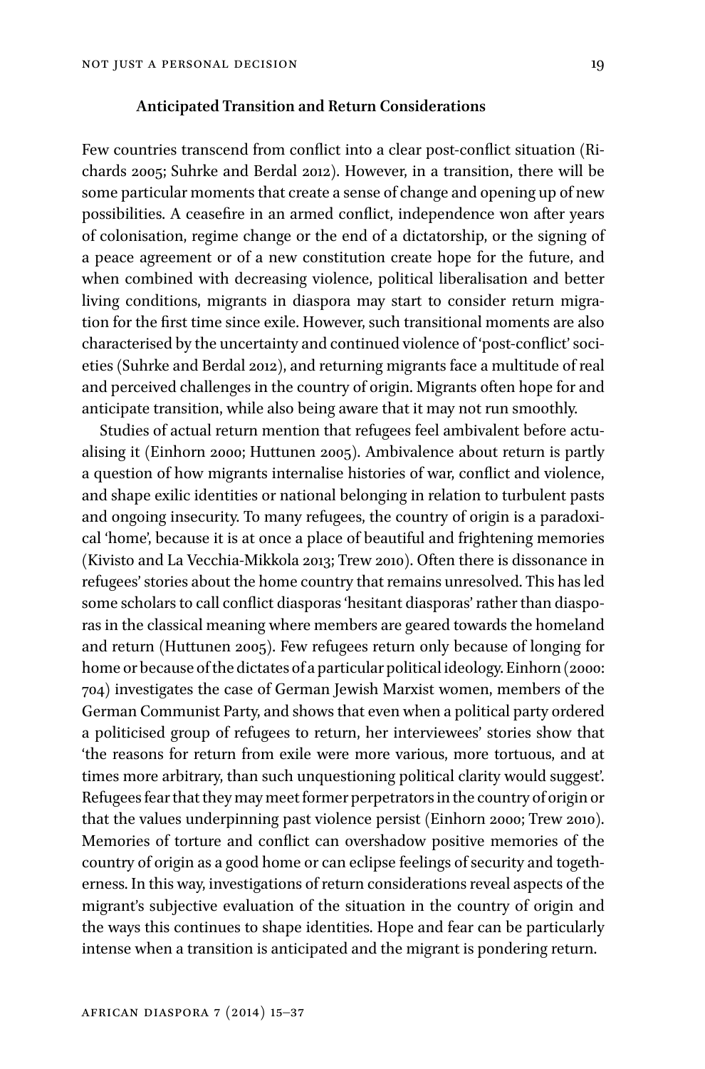### Anticipated Transition and Return Considerations

Few countries transcend from conflict into a clear post-conflict situation (Richards 2005; Suhrke and Berdal 2012). However, in a transition, there will be some particular moments that create a sense of change and opening up of new possibilities. A ceasefire in an armed conflict, independence won after years of colonisation, regime change or the end of a dictatorship, or the signing of a peace agreement or of a new constitution create hope for the future, and when combined with decreasing violence, political liberalisation and better living conditions, migrants in diaspora may start to consider return migration for the first time since exile. However, such transitional moments are also characterised by the uncertainty and continued violence of 'post-conflict' societies (Suhrke and Berdal 2012), and returning migrants face a multitude of real and perceived challenges in the country of origin. Migrants often hope for and anticipate transition, while also being aware that it may not run smoothly.

Studies of actual return mention that refugees feel ambivalent before actualising it (Einhorn 2000; Huttunen 2005). Ambivalence about return is partly a question of how migrants internalise histories of war, conflict and violence, and shape exilic identities or national belonging in relation to turbulent pasts and ongoing insecurity. To many refugees, the country of origin is a paradoxical 'home', because it is at once a place of beautiful and frightening memories (Kivisto and La Vecchia-Mikkola 2013; Trew 2010). Often there is dissonance in refugees' stories about the home country that remains unresolved. This has led some scholars to call conflict diasporas 'hesitant diasporas' rather than diasporas in the classical meaning where members are geared towards the homeland and return (Huttunen 2005). Few refugees return only because of longing for home or because of the dictates of a particular political ideology. Einhorn (2000: 704) investigates the case of German Jewish Marxist women, members of the German Communist Party, and shows that even when a political party ordered a politicised group of refugees to return, her interviewees' stories show that 'the reasons for return from exile were more various, more tortuous, and at times more arbitrary, than such unquestioning political clarity would suggest'. Refugees fear that they may meet former perpetrators in the country of origin or that the values underpinning past violence persist (Einhorn 2000; Trew 2010). Memories of torture and conflict can overshadow positive memories of the country of origin as a good home or can eclipse feelings of security and togetherness. In this way, investigations of return considerations reveal aspects of the migrant's subjective evaluation of the situation in the country of origin and the ways this continues to shape identities. Hope and fear can be particularly intense when a transition is anticipated and the migrant is pondering return.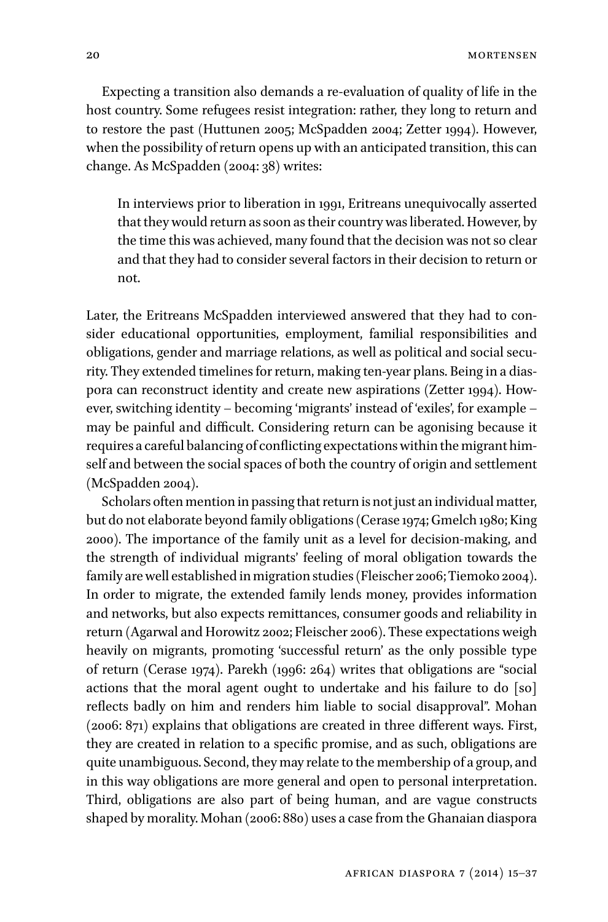Expecting a transition also demands a re-evaluation of quality of life in the host country. Some refugees resist integration: rather, they long to return and to restore the past (Huttunen 2005; McSpadden 2004; Zetter 1994). However, when the possibility of return opens up with an anticipated transition, this can change. As McSpadden (2004: 38) writes:

> In interviews prior to liberation in 1991, Eritreans unequivocally asserted that they would return as soon as their country was liberated. However, by the time this was achieved, many found that the decision was not so clear and that they had to consider several factors in their decision to return or not.

Later, the Eritreans McSpadden interviewed answered that they had to consider educational opportunities, employment, familial responsibilities and obligations, gender and marriage relations, as well as political and social security. They extended timelines for return, making ten-year plans. Being in a diaspora can reconstruct identity and create new aspirations (Zetter 1994). However, switching identity – becoming 'migrants' instead of 'exiles', for example – may be painful and difficult. Considering return can be agonising because it requires a careful balancing of conflicting expectations within the migrant himself and between the social spaces of both the country of origin and settlement (McSpadden 2004).

Scholars often mention in passing that return is not just an individual matter, but do not elaborate beyond family obligations (Cerase 1974; Gmelch 1980; King 2000). The importance of the family unit as a level for decision-making, and the strength of individual migrants' feeling of moral obligation towards the family are well established in migration studies (Fleischer 2006; Tiemoko 2004). In order to migrate, the extended family lends money, provides information and networks, but also expects remittances, consumer goods and reliability in return (Agarwal and Horowitz 2002; Fleischer 2006). These expectations weigh heavily on migrants, promoting 'successful return' as the only possible type of return (Cerase 1974). Parekh (1996: 264) writes that obligations are "social actions that the moral agent ought to undertake and his failure to do [so] reflects badly on him and renders him liable to social disapproval". Mohan (2006: 871) explains that obligations are created in three different ways. First, they are created in relation to a specific promise, and as such, obligations are quite unambiguous. Second, they may relate to the membership of a group, and in this way obligations are more general and open to personal interpretation. Third, obligations are also part of being human, and are vague constructs shaped by morality. Mohan (2006: 880) uses a case from the Ghanaian diaspora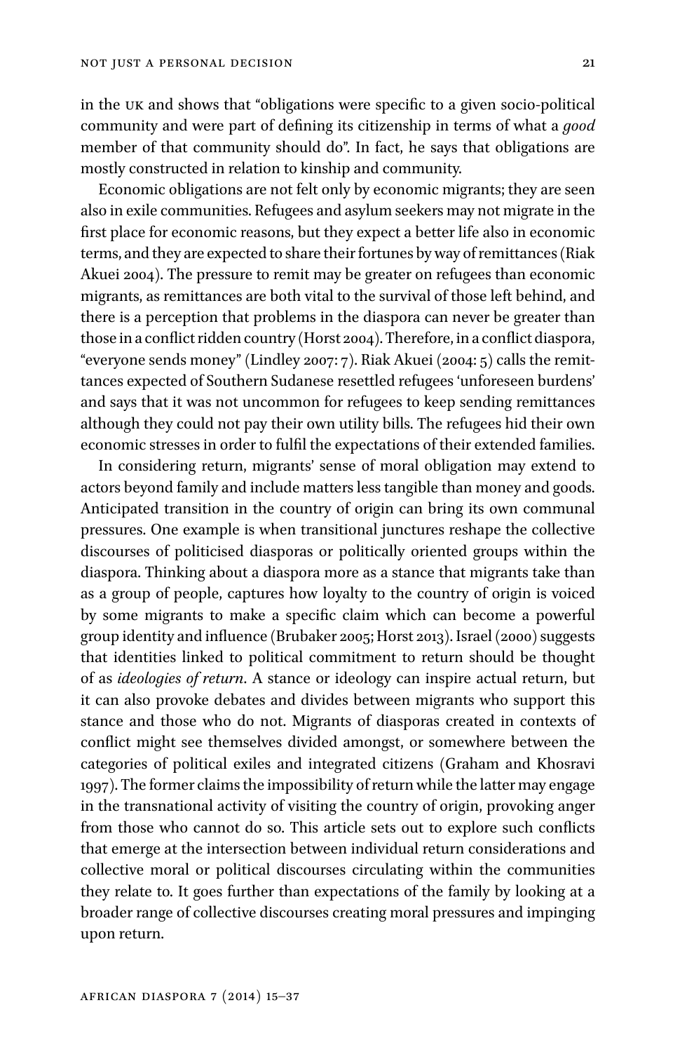in the UK and shows that "obligations were specific to a given socio-political community and were part of defining its citizenship in terms of what a *good* member of that community should do". In fact, he says that obligations are mostly constructed in relation to kinship and community.

Economic obligations are not felt only by economic migrants; they are seen also in exile communities. Refugees and asylum seekers may not migrate in the first place for economic reasons, but they expect a better life also in economic terms, and they are expected to share their fortunes by way of remittances (Riak Akuei 2004). The pressure to remit may be greater on refugees than economic migrants, as remittances are both vital to the survival of those left behind, and there is a perception that problems in the diaspora can never be greater than those in a conflict ridden country (Horst 2004). Therefore, in a conflict diaspora, "everyone sends money" (Lindley 2007: 7). Riak Akuei (2004: 5) calls the remittances expected of Southern Sudanese resettled refugees 'unforeseen burdens' and says that it was not uncommon for refugees to keep sending remittances although they could not pay their own utility bills. The refugees hid their own economic stresses in order to fulfil the expectations of their extended families.

In considering return, migrants' sense of moral obligation may extend to actors beyond family and include matters less tangible than money and goods. Anticipated transition in the country of origin can bring its own communal pressures. One example is when transitional junctures reshape the collective discourses of politicised diasporas or politically oriented groups within the diaspora. Thinking about a diaspora more as a stance that migrants take than as a group of people, captures how loyalty to the country of origin is voiced by some migrants to make a specific claim which can become a powerful group identity and influence (Brubaker 2005; Horst 2013). Israel (2000) suggests that identities linked to political commitment to return should be thought of as *ideologies of return*. A stance or ideology can inspire actual return, but it can also provoke debates and divides between migrants who support this stance and those who do not. Migrants of diasporas created in contexts of conflict might see themselves divided amongst, or somewhere between the categories of political exiles and integrated citizens (Graham and Khosravi 1997). The former claims the impossibility of return while the latter may engage in the transnational activity of visiting the country of origin, provoking anger from those who cannot do so. This article sets out to explore such conflicts that emerge at the intersection between individual return considerations and collective moral or political discourses circulating within the communities they relate to. It goes further than expectations of the family by looking at a broader range of collective discourses creating moral pressures and impinging upon return.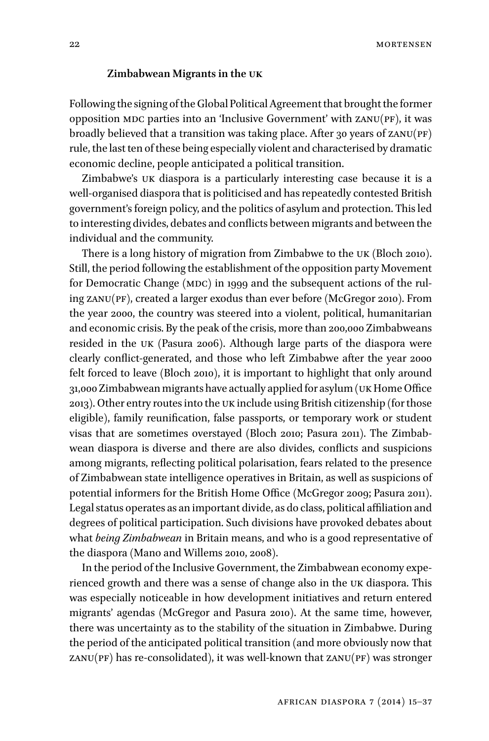## Zimbabwean Migrants in the UK

Following the signing of the Global Political Agreement that brought the former opposition MDC parties into an 'Inclusive Government' with ZANU(PF), it was broadly believed that a transition was taking place. After 30 years of ZANU(PF) rule, the last ten of these being especially violent and characterised by dramatic economic decline, people anticipated a political transition.

Zimbabwe's UK diaspora is a particularly interesting case because it is a well-organised diaspora that is politicised and has repeatedly contested British government's foreign policy, and the politics of asylum and protection. This led to interesting divides, debates and conflicts between migrants and between the individual and the community.

There is a long history of migration from Zimbabwe to the UK (Bloch 2010). Still, the period following the establishment of the opposition party Movement for Democratic Change (MDC) in 1999 and the subsequent actions of the ruling ZANU(PF), created a larger exodus than ever before (McGregor 2010). From the year 2000, the country was steered into a violent, political, humanitarian and economic crisis. By the peak of the crisis, more than 200,000 Zimbabweans resided in the UK (Pasura 2006). Although large parts of the diaspora were clearly conflict-generated, and those who left Zimbabwe after the year 2000 felt forced to leave (Bloch 2010), it is important to highlight that only around 31,000 Zimbabwean migrants have actually applied for asylum (UK Home Office 2013). Other entry routes into the UK include using British citizenship (for those eligible), family reunification, false passports, or temporary work or student visas that are sometimes overstayed (Bloch 2010; Pasura 2011). The Zimbabwean diaspora is diverse and there are also divides, conflicts and suspicions among migrants, reflecting political polarisation, fears related to the presence of Zimbabwean state intelligence operatives in Britain, as well as suspicions of potential informers for the British Home Office (McGregor 2009; Pasura 2011). Legal status operates as an important divide, as do class, political affiliation and degrees of political participation. Such divisions have provoked debates about what *being Zimbabwean* in Britain means, and who is a good representative of the diaspora (Mano and Willems 2010, 2008).

In the period of the Inclusive Government, the Zimbabwean economy experienced growth and there was a sense of change also in the UK diaspora. This was especially noticeable in how development initiatives and return entered migrants' agendas (McGregor and Pasura 2010). At the same time, however, there was uncertainty as to the stability of the situation in Zimbabwe. During the period of the anticipated political transition (and more obviously now that ZANU(PF) has re-consolidated), it was well-known that ZANU(PF) was stronger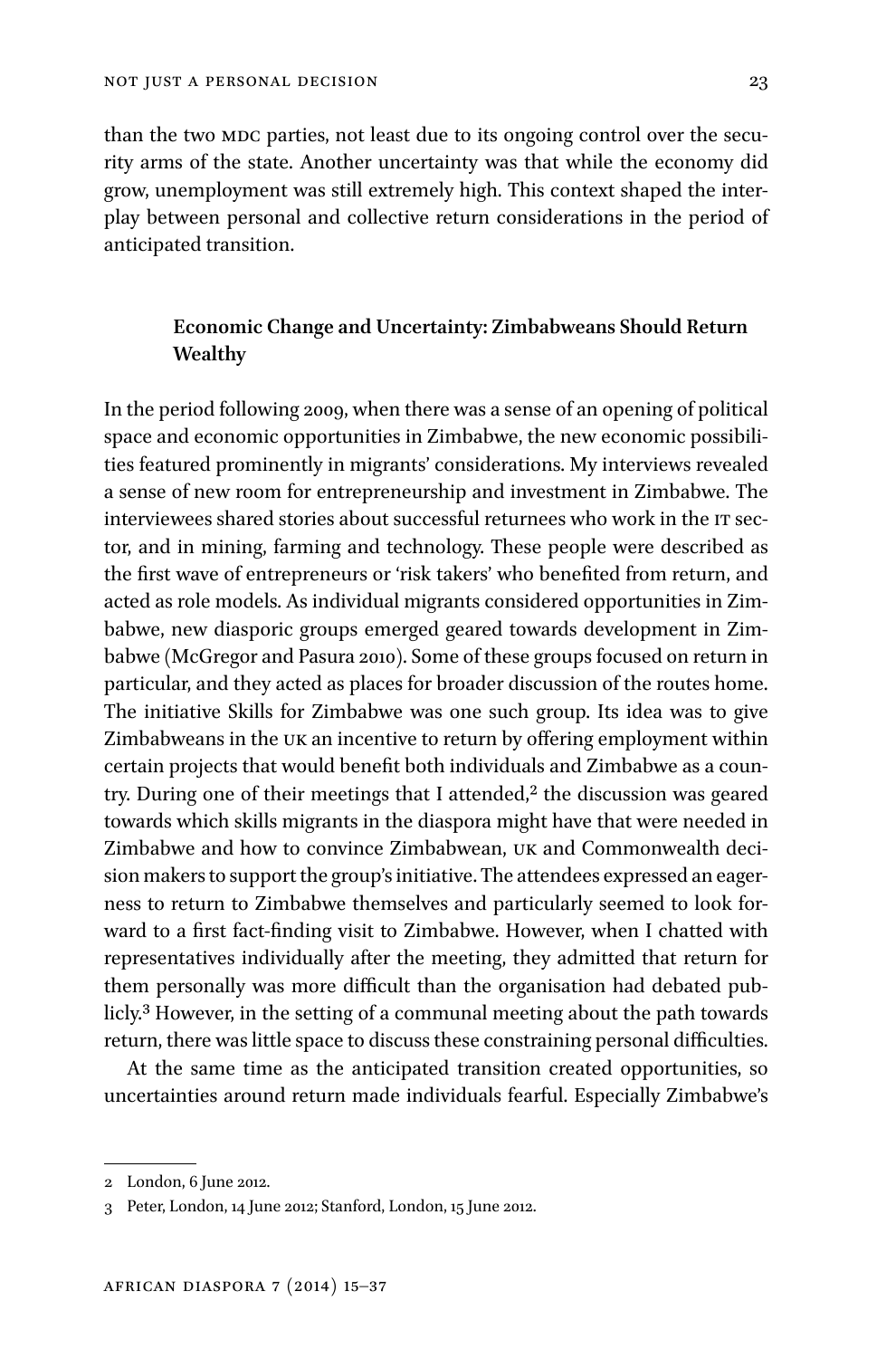than the two MDC parties, not least due to its ongoing control over the security arms of the state. Another uncertainty was that while the economy did grow, unemployment was still extremely high. This context shaped the interplay between personal and collective return considerations in the period of anticipated transition.

### Economic Change and Uncertainty: Zimbabweans Should Return Wealthy

In the period following 2009, when there was a sense of an opening of political space and economic opportunities in Zimbabwe, the new economic possibilities featured prominently in migrants' considerations. My interviews revealed a sense of new room for entrepreneurship and investment in Zimbabwe. The interviewees shared stories about successful returnees who work in the IT sector, and in mining, farming and technology. These people were described as the first wave of entrepreneurs or 'risk takers' who benefited from return, and acted as role models. As individual migrants considered opportunities in Zimbabwe, new diasporic groups emerged geared towards development in Zimbabwe (McGregor and Pasura 2010). Some of these groups focused on return in particular, and they acted as places for broader discussion of the routes home. The initiative Skills for Zimbabwe was one such group. Its idea was to give Zimbabweans in the UK an incentive to return by offering employment within certain projects that would benefit both individuals and Zimbabwe as a country. During one of their meetings that I attended,[2] the discussion was geared towards which skills migrants in the diaspora might have that were needed in Zimbabwe and how to convince Zimbabwean, UK and Commonwealth decision makers to support the group's initiative. The attendees expressed an eagerness to return to Zimbabwe themselves and particularly seemed to look forward to a first fact-finding visit to Zimbabwe. However, when I chatted with representatives individually after the meeting, they admitted that return for them personally was more difficult than the organisation had debated publicly.[3] However, in the setting of a communal meeting about the path towards return, there was little space to discuss these constraining personal difficulties.

At the same time as the anticipated transition created opportunities, so uncertainties around return made individuals fearful. Especially Zimbabwe's

---

2 London, 6 June 2012.

3 Peter, London, 14 June 2012; Stanford, London, 15 June 2012.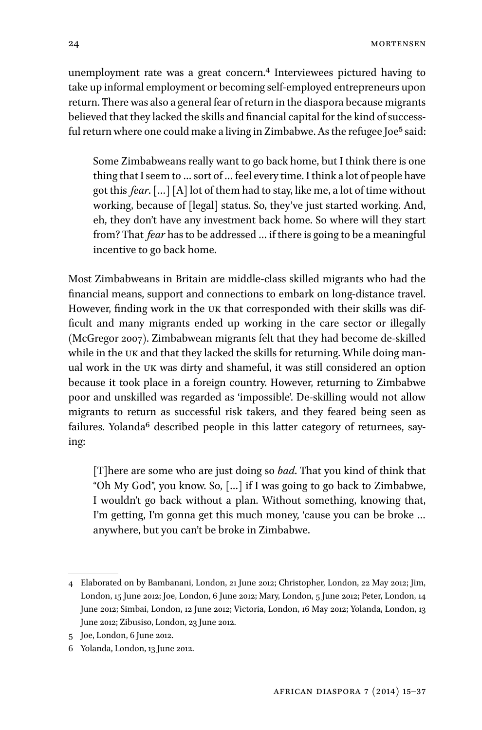unemployment rate was a great concern.[4] Interviewees pictured having to take up informal employment or becoming self-employed entrepreneurs upon return. There was also a general fear of return in the diaspora because migrants believed that they lacked the skills and financial capital for the kind of successful return where one could make a living in Zimbabwe. As the refugee Joe[5] said:

> Some Zimbabweans really want to go back home, but I think there is one thing that I seem to … sort of … feel every time. I think a lot of people have got this *fear*. […] [A] lot of them had to stay, like me, a lot of time without working, because of [legal] status. So, they've just started working. And, eh, they don't have any investment back home. So where will they start from? That *fear* has to be addressed … if there is going to be a meaningful incentive to go back home.

Most Zimbabweans in Britain are middle-class skilled migrants who had the financial means, support and connections to embark on long-distance travel. However, finding work in the UK that corresponded with their skills was difficult and many migrants ended up working in the care sector or illegally (McGregor 2007). Zimbabwean migrants felt that they had become de-skilled while in the UK and that they lacked the skills for returning. While doing manual work in the UK was dirty and shameful, it was still considered an option because it took place in a foreign country. However, returning to Zimbabwe poor and unskilled was regarded as 'impossible'. De-skilling would not allow migrants to return as successful risk takers, and they feared being seen as failures. Yolanda[6] described people in this latter category of returnees, saying:

> [T]here are some who are just doing so *bad*. That you kind of think that "Oh My God", you know. So, […] if I was going to go back to Zimbabwe, I wouldn't go back without a plan. Without something, knowing that, I'm getting, I'm gonna get this much money, 'cause you can be broke … anywhere, but you can't be broke in Zimbabwe.

---

4 Elaborated on by Bambanani, London, 21 June 2012; Christopher, London, 22 May 2012; Jim, London, 15 June 2012; Joe, London, 6 June 2012; Mary, London, 5 June 2012; Peter, London, 14 June 2012; Simbai, London, 12 June 2012; Victoria, London, 16 May 2012; Yolanda, London, 13 June 2012; Zibusiso, London, 23 June 2012.

5 Joe, London, 6 June 2012.

6 Yolanda, London, 13 June 2012.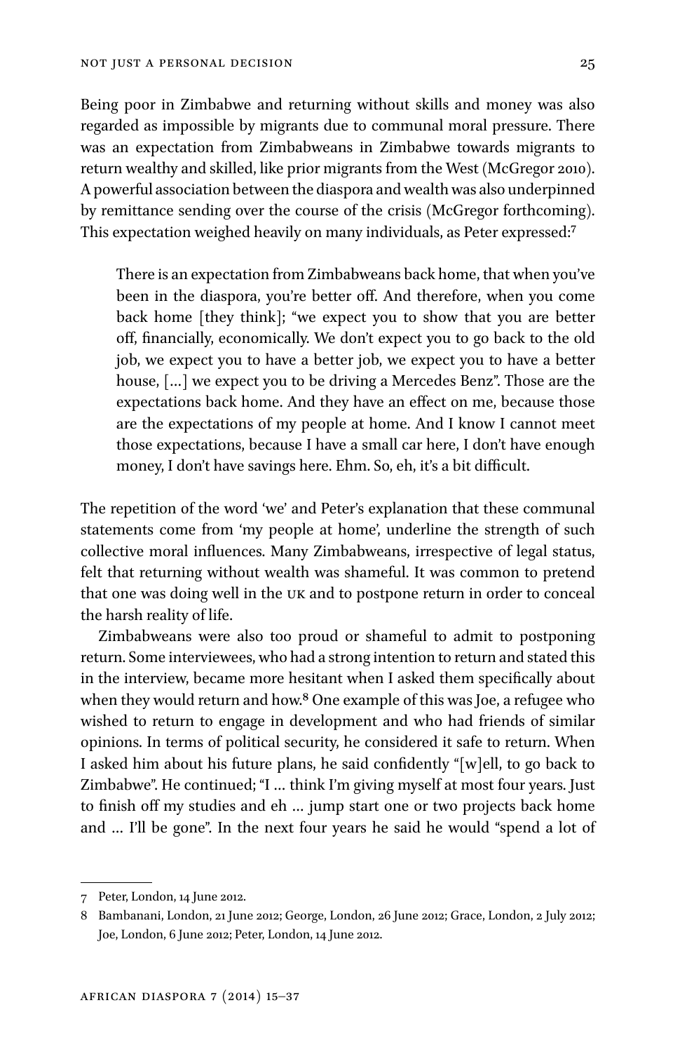Being poor in Zimbabwe and returning without skills and money was also regarded as impossible by migrants due to communal moral pressure. There was an expectation from Zimbabweans in Zimbabwe towards migrants to return wealthy and skilled, like prior migrants from the West (McGregor 2010). A powerful association between the diaspora and wealth was also underpinned by remittance sending over the course of the crisis (McGregor forthcoming). This expectation weighed heavily on many individuals, as Peter expressed:[7]

> There is an expectation from Zimbabweans back home, that when you've been in the diaspora, you're better off. And therefore, when you come back home [they think]; "we expect you to show that you are better off, financially, economically. We don't expect you to go back to the old job, we expect you to have a better job, we expect you to have a better house, […] we expect you to be driving a Mercedes Benz". Those are the expectations back home. And they have an effect on me, because those are the expectations of my people at home. And I know I cannot meet those expectations, because I have a small car here, I don't have enough money, I don't have savings here. Ehm. So, eh, it's a bit difficult.

The repetition of the word 'we' and Peter's explanation that these communal statements come from 'my people at home', underline the strength of such collective moral influences. Many Zimbabweans, irrespective of legal status, felt that returning without wealth was shameful. It was common to pretend that one was doing well in the UK and to postpone return in order to conceal the harsh reality of life.

Zimbabweans were also too proud or shameful to admit to postponing return. Some interviewees, who had a strong intention to return and stated this in the interview, became more hesitant when I asked them specifically about when they would return and how.[8] One example of this was Joe, a refugee who wished to return to engage in development and who had friends of similar opinions. In terms of political security, he considered it safe to return. When I asked him about his future plans, he said confidently "[w]ell, to go back to Zimbabwe". He continued; "I … think I'm giving myself at most four years. Just to finish off my studies and eh … jump start one or two projects back home and … I'll be gone". In the next four years he said he would "spend a lot of

---

7 Peter, London, 14 June 2012.

8 Bambanani, London, 21 June 2012; George, London, 26 June 2012; Grace, London, 2 July 2012; Joe, London, 6 June 2012; Peter, London, 14 June 2012.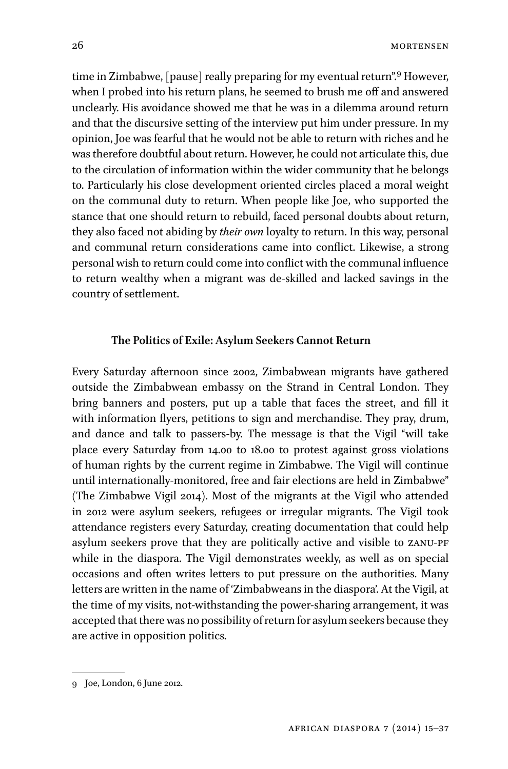time in Zimbabwe, [pause] really preparing for my eventual return".[9] However, when I probed into his return plans, he seemed to brush me off and answered unclearly. His avoidance showed me that he was in a dilemma around return and that the discursive setting of the interview put him under pressure. In my opinion, Joe was fearful that he would not be able to return with riches and he was therefore doubtful about return. However, he could not articulate this, due to the circulation of information within the wider community that he belongs to. Particularly his close development oriented circles placed a moral weight on the communal duty to return. When people like Joe, who supported the stance that one should return to rebuild, faced personal doubts about return, they also faced not abiding by *their own* loyalty to return. In this way, personal and communal return considerations came into conflict. Likewise, a strong personal wish to return could come into conflict with the communal influence to return wealthy when a migrant was de-skilled and lacked savings in the country of settlement.

### The Politics of Exile: Asylum Seekers Cannot Return

Every Saturday afternoon since 2002, Zimbabwean migrants have gathered outside the Zimbabwean embassy on the Strand in Central London. They bring banners and posters, put up a table that faces the street, and fill it with information flyers, petitions to sign and merchandise. They pray, drum, and dance and talk to passers-by. The message is that the Vigil "will take place every Saturday from 14.00 to 18.00 to protest against gross violations of human rights by the current regime in Zimbabwe. The Vigil will continue until internationally-monitored, free and fair elections are held in Zimbabwe" (The Zimbabwe Vigil 2014). Most of the migrants at the Vigil who attended in 2012 were asylum seekers, refugees or irregular migrants. The Vigil took attendance registers every Saturday, creating documentation that could help asylum seekers prove that they are politically active and visible to ZANU-PF while in the diaspora. The Vigil demonstrates weekly, as well as on special occasions and often writes letters to put pressure on the authorities. Many letters are written in the name of 'Zimbabweans in the diaspora'. At the Vigil, at the time of my visits, not-withstanding the power-sharing arrangement, it was accepted that there was no possibility of return for asylum seekers because they are active in opposition politics.

---

9 Joe, London, 6 June 2012.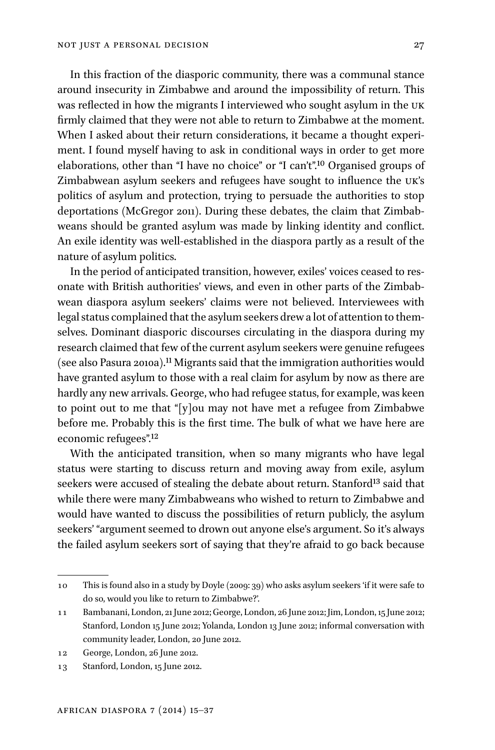In this fraction of the diasporic community, there was a communal stance around insecurity in Zimbabwe and around the impossibility of return. This was reflected in how the migrants I interviewed who sought asylum in the UK firmly claimed that they were not able to return to Zimbabwe at the moment. When I asked about their return considerations, it became a thought experiment. I found myself having to ask in conditional ways in order to get more elaborations, other than "I have no choice" or "I can't".[10] Organised groups of Zimbabwean asylum seekers and refugees have sought to influence the UK's politics of asylum and protection, trying to persuade the authorities to stop deportations (McGregor 2011). During these debates, the claim that Zimbabweans should be granted asylum was made by linking identity and conflict. An exile identity was well-established in the diaspora partly as a result of the nature of asylum politics.

In the period of anticipated transition, however, exiles' voices ceased to resonate with British authorities' views, and even in other parts of the Zimbabwean diaspora asylum seekers' claims were not believed. Interviewees with legal status complained that the asylum seekers drew a lot of attention to themselves. Dominant diasporic discourses circulating in the diaspora during my research claimed that few of the current asylum seekers were genuine refugees (see also Pasura 2010a).[11] Migrants said that the immigration authorities would have granted asylum to those with a real claim for asylum by now as there are hardly any new arrivals. George, who had refugee status, for example, was keen to point out to me that "[y]ou may not have met a refugee from Zimbabwe before me. Probably this is the first time. The bulk of what we have here are economic refugees".[12]

With the anticipated transition, when so many migrants who have legal status were starting to discuss return and moving away from exile, asylum seekers were accused of stealing the debate about return. Stanford[13] said that while there were many Zimbabweans who wished to return to Zimbabwe and would have wanted to discuss the possibilities of return publicly, the asylum seekers' "argument seemed to drown out anyone else's argument. So it's always the failed asylum seekers sort of saying that they're afraid to go back because

---

10 This is found also in a study by Doyle (2009: 39) who asks asylum seekers 'if it were safe to do so, would you like to return to Zimbabwe?'.

11 Bambanani, London, 21 June 2012; George, London, 26 June 2012; Jim, London, 15 June 2012; Stanford, London 15 June 2012; Yolanda, London 13 June 2012; informal conversation with community leader, London, 20 June 2012.

12 George, London, 26 June 2012.

13 Stanford, London, 15 June 2012.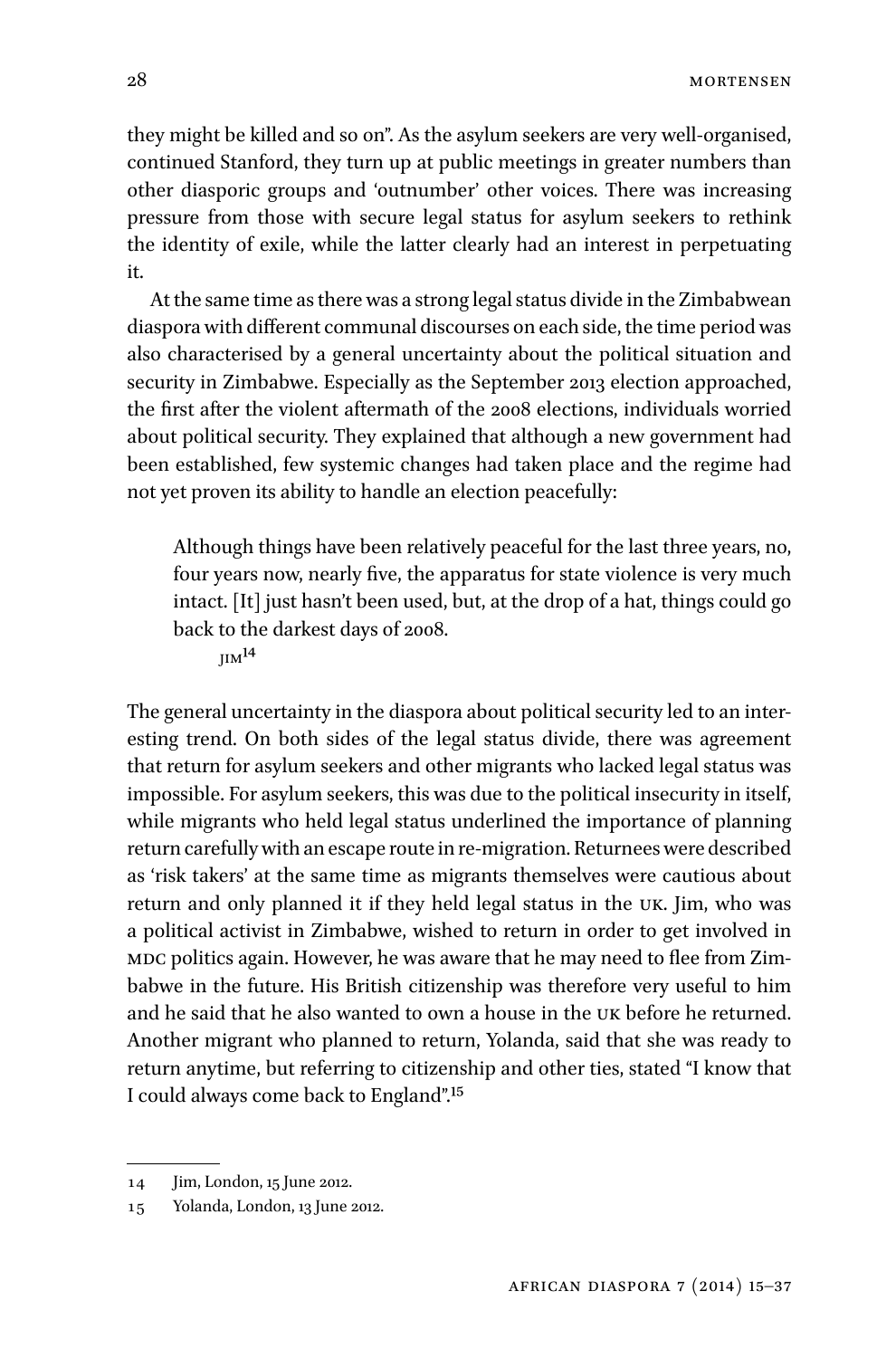they might be killed and so on". As the asylum seekers are very well-organised, continued Stanford, they turn up at public meetings in greater numbers than other diasporic groups and 'outnumber' other voices. There was increasing pressure from those with secure legal status for asylum seekers to rethink the identity of exile, while the latter clearly had an interest in perpetuating it.

At the same time as there was a strong legal status divide in the Zimbabwean diaspora with different communal discourses on each side, the time period was also characterised by a general uncertainty about the political situation and security in Zimbabwe. Especially as the September 2013 election approached, the first after the violent aftermath of the 2008 elections, individuals worried about political security. They explained that although a new government had been established, few systemic changes had taken place and the regime had not yet proven its ability to handle an election peacefully:

> Although things have been relatively peaceful for the last three years, no, four years now, nearly five, the apparatus for state violence is very much intact. [It] just hasn't been used, but, at the drop of a hat, things could go back to the darkest days of 2008.
>
> JIM[14]

The general uncertainty in the diaspora about political security led to an interesting trend. On both sides of the legal status divide, there was agreement that return for asylum seekers and other migrants who lacked legal status was impossible. For asylum seekers, this was due to the political insecurity in itself, while migrants who held legal status underlined the importance of planning return carefully with an escape route in re-migration. Returnees were described as 'risk takers' at the same time as migrants themselves were cautious about return and only planned it if they held legal status in the UK. Jim, who was a political activist in Zimbabwe, wished to return in order to get involved in MDC politics again. However, he was aware that he may need to flee from Zimbabwe in the future. His British citizenship was therefore very useful to him and he said that he also wanted to own a house in the UK before he returned. Another migrant who planned to return, Yolanda, said that she was ready to return anytime, but referring to citizenship and other ties, stated "I know that I could always come back to England".[15]

---

14 Jim, London, 15 June 2012.

15 Yolanda, London, 13 June 2012.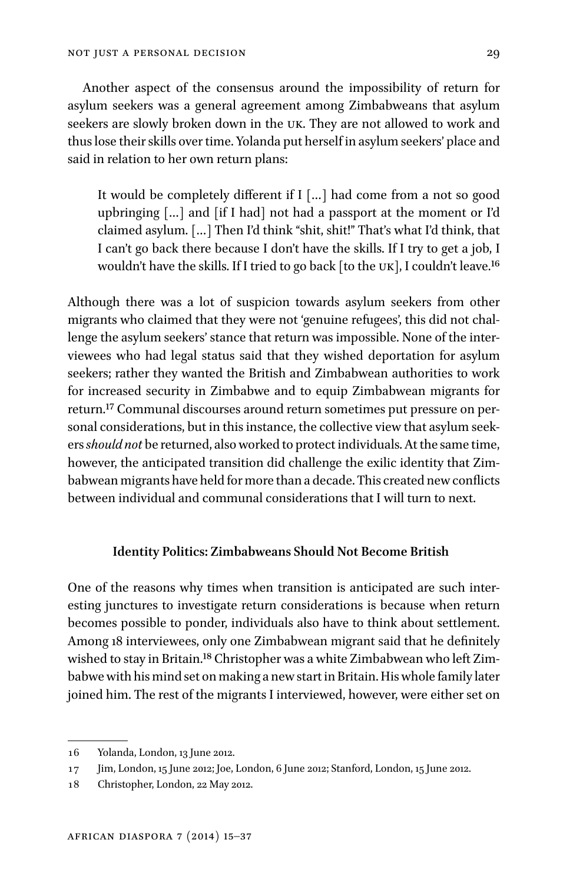Another aspect of the consensus around the impossibility of return for asylum seekers was a general agreement among Zimbabweans that asylum seekers are slowly broken down in the UK. They are not allowed to work and thus lose their skills over time. Yolanda put herself in asylum seekers' place and said in relation to her own return plans:

> It would be completely different if I […] had come from a not so good upbringing […] and [if I had] not had a passport at the moment or I'd claimed asylum. […] Then I'd think "shit, shit!" That's what I'd think, that I can't go back there because I don't have the skills. If I try to get a job, I wouldn't have the skills. If I tried to go back [to the UK], I couldn't leave.[16]

Although there was a lot of suspicion towards asylum seekers from other migrants who claimed that they were not 'genuine refugees', this did not challenge the asylum seekers' stance that return was impossible. None of the interviewees who had legal status said that they wished deportation for asylum seekers; rather they wanted the British and Zimbabwean authorities to work for increased security in Zimbabwe and to equip Zimbabwean migrants for return.[17] Communal discourses around return sometimes put pressure on personal considerations, but in this instance, the collective view that asylum seekers *should not* be returned, also worked to protect individuals. At the same time, however, the anticipated transition did challenge the exilic identity that Zimbabwean migrants have held for more than a decade. This created new conflicts between individual and communal considerations that I will turn to next.

### Identity Politics: Zimbabweans Should Not Become British

One of the reasons why times when transition is anticipated are such interesting junctures to investigate return considerations is because when return becomes possible to ponder, individuals also have to think about settlement. Among 18 interviewees, only one Zimbabwean migrant said that he definitely wished to stay in Britain.[18] Christopher was a white Zimbabwean who left Zimbabwe with his mind set on making a new start in Britain. His whole family later joined him. The rest of the migrants I interviewed, however, were either set on

---

16 Yolanda, London, 13 June 2012.

17 Jim, London, 15 June 2012; Joe, London, 6 June 2012; Stanford, London, 15 June 2012.

18 Christopher, London, 22 May 2012.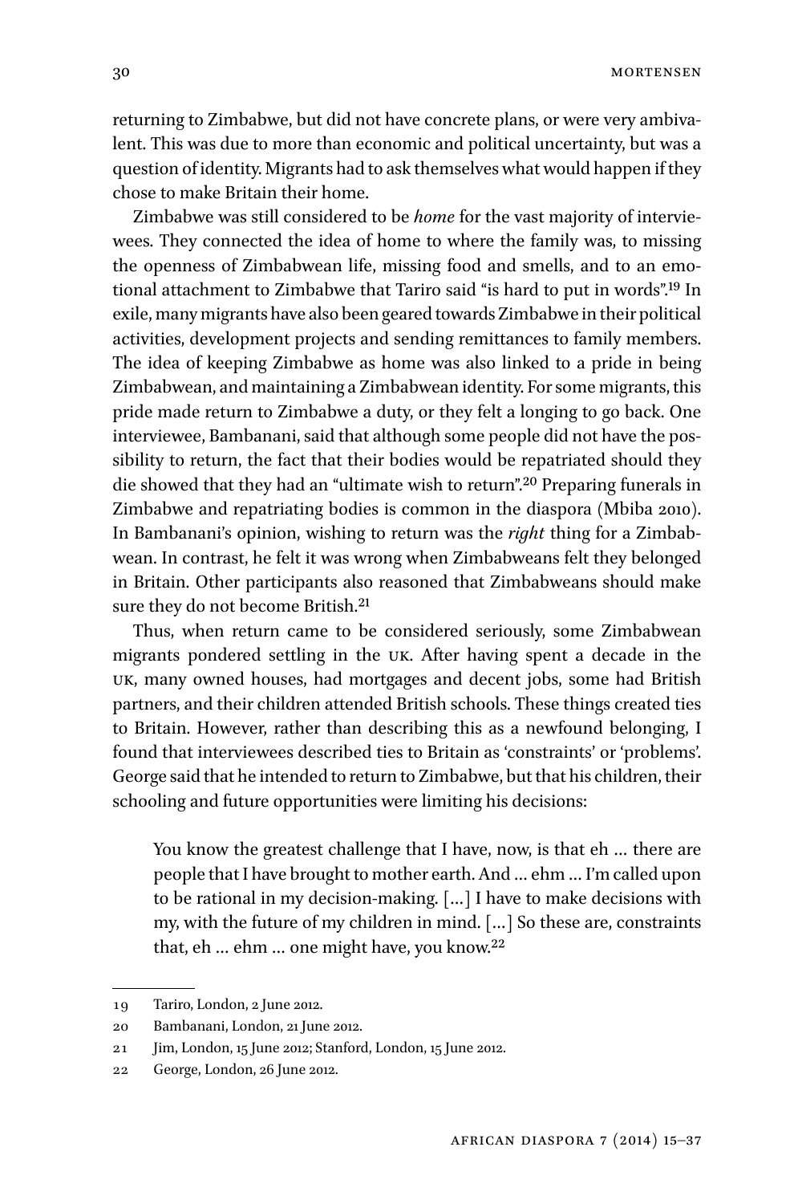returning to Zimbabwe, but did not have concrete plans, or were very ambivalent. This was due to more than economic and political uncertainty, but was a question of identity. Migrants had to ask themselves what would happen if they chose to make Britain their home.

Zimbabwe was still considered to be *home* for the vast majority of interviewees. They connected the idea of home to where the family was, to missing the openness of Zimbabwean life, missing food and smells, and to an emotional attachment to Zimbabwe that Tariro said "is hard to put in words".[19] In exile, many migrants have also been geared towards Zimbabwe in their political activities, development projects and sending remittances to family members. The idea of keeping Zimbabwe as home was also linked to a pride in being Zimbabwean, and maintaining a Zimbabwean identity. For some migrants, this pride made return to Zimbabwe a duty, or they felt a longing to go back. One interviewee, Bambanani, said that although some people did not have the possibility to return, the fact that their bodies would be repatriated should they die showed that they had an "ultimate wish to return".[20] Preparing funerals in Zimbabwe and repatriating bodies is common in the diaspora (Mbiba 2010). In Bambanani's opinion, wishing to return was the *right* thing for a Zimbabwean. In contrast, he felt it was wrong when Zimbabweans felt they belonged in Britain. Other participants also reasoned that Zimbabweans should make sure they do not become British.[21]

Thus, when return came to be considered seriously, some Zimbabwean migrants pondered settling in the UK. After having spent a decade in the UK, many owned houses, had mortgages and decent jobs, some had British partners, and their children attended British schools. These things created ties to Britain. However, rather than describing this as a newfound belonging, I found that interviewees described ties to Britain as 'constraints' or 'problems'. George said that he intended to return to Zimbabwe, but that his children, their schooling and future opportunities were limiting his decisions:

> You know the greatest challenge that I have, now, is that eh … there are people that I have brought to mother earth. And … ehm … I'm called upon to be rational in my decision-making. […] I have to make decisions with my, with the future of my children in mind. […] So these are, constraints that, eh … ehm … one might have, you know.[22]

19 Tariro, London, 2 June 2012.

20 Bambanani, London, 21 June 2012.

21 Jim, London, 15 June 2012; Stanford, London, 15 June 2012.

22 George, London, 26 June 2012.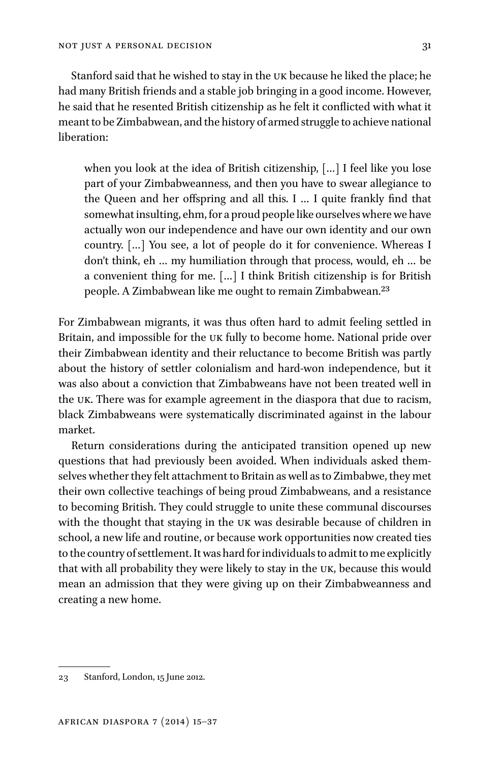Stanford said that he wished to stay in the UK because he liked the place; he had many British friends and a stable job bringing in a good income. However, he said that he resented British citizenship as he felt it conflicted with what it meant to be Zimbabwean, and the history of armed struggle to achieve national liberation:

> when you look at the idea of British citizenship, […] I feel like you lose part of your Zimbabweanness, and then you have to swear allegiance to the Queen and her offspring and all this. I … I quite frankly find that somewhat insulting, ehm, for a proud people like ourselves where we have actually won our independence and have our own identity and our own country. […] You see, a lot of people do it for convenience. Whereas I don't think, eh … my humiliation through that process, would, eh … be a convenient thing for me. […] I think British citizenship is for British people. A Zimbabwean like me ought to remain Zimbabwean.[23]

For Zimbabwean migrants, it was thus often hard to admit feeling settled in Britain, and impossible for the UK fully to become home. National pride over their Zimbabwean identity and their reluctance to become British was partly about the history of settler colonialism and hard-won independence, but it was also about a conviction that Zimbabweans have not been treated well in the UK. There was for example agreement in the diaspora that due to racism, black Zimbabweans were systematically discriminated against in the labour market.

Return considerations during the anticipated transition opened up new questions that had previously been avoided. When individuals asked themselves whether they felt attachment to Britain as well as to Zimbabwe, they met their own collective teachings of being proud Zimbabweans, and a resistance to becoming British. They could struggle to unite these communal discourses with the thought that staying in the UK was desirable because of children in school, a new life and routine, or because work opportunities now created ties to the country of settlement. It was hard for individuals to admit to me explicitly that with all probability they were likely to stay in the UK, because this would mean an admission that they were giving up on their Zimbabweanness and creating a new home.

---

23 Stanford, London, 15 June 2012.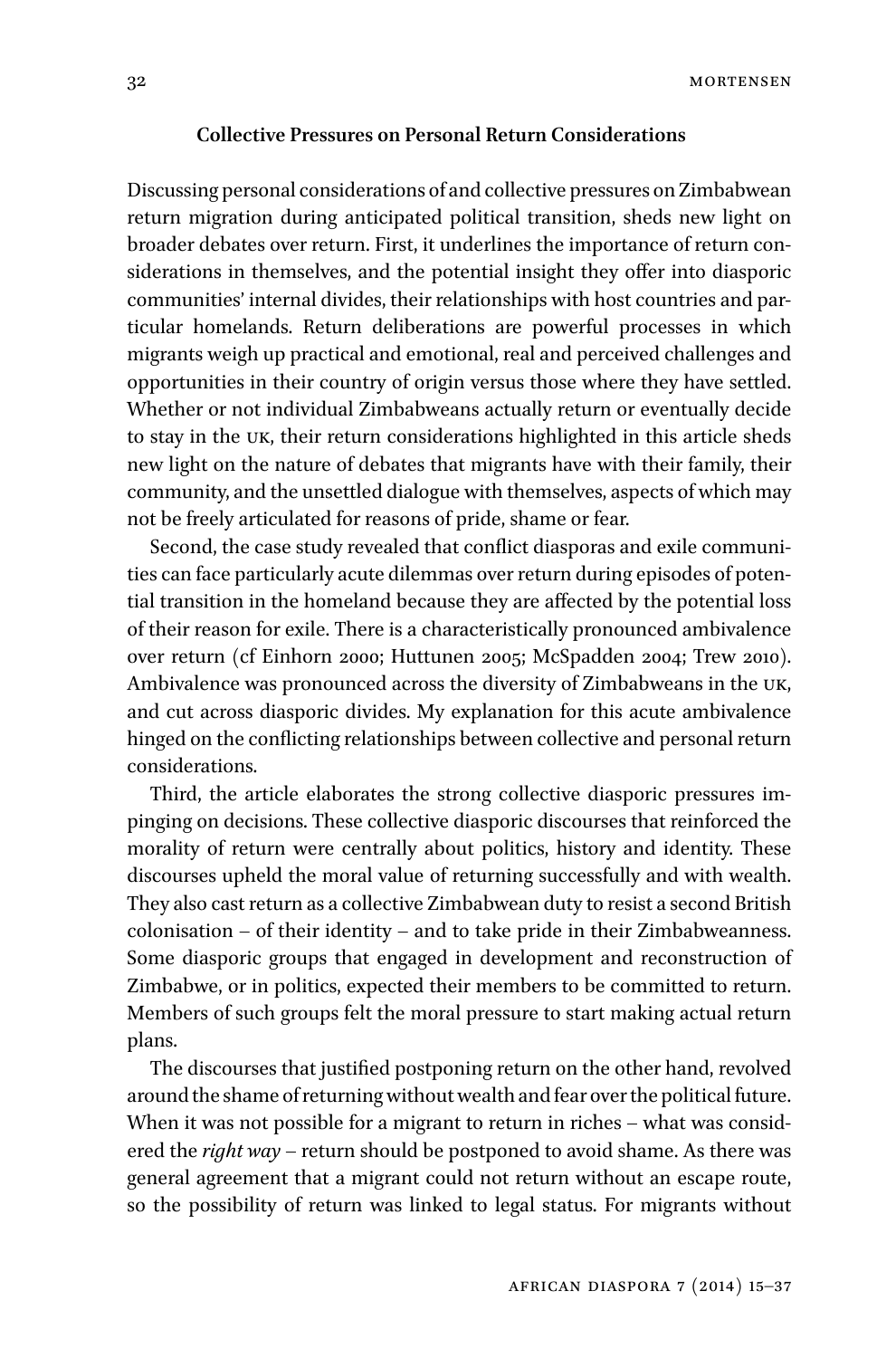### Collective Pressures on Personal Return Considerations

Discussing personal considerations of and collective pressures on Zimbabwean return migration during anticipated political transition, sheds new light on broader debates over return. First, it underlines the importance of return considerations in themselves, and the potential insight they offer into diasporic communities' internal divides, their relationships with host countries and particular homelands. Return deliberations are powerful processes in which migrants weigh up practical and emotional, real and perceived challenges and opportunities in their country of origin versus those where they have settled. Whether or not individual Zimbabweans actually return or eventually decide to stay in the UK, their return considerations highlighted in this article sheds new light on the nature of debates that migrants have with their family, their community, and the unsettled dialogue with themselves, aspects of which may not be freely articulated for reasons of pride, shame or fear.

Second, the case study revealed that conflict diasporas and exile communities can face particularly acute dilemmas over return during episodes of potential transition in the homeland because they are affected by the potential loss of their reason for exile. There is a characteristically pronounced ambivalence over return (cf Einhorn 2000; Huttunen 2005; McSpadden 2004; Trew 2010). Ambivalence was pronounced across the diversity of Zimbabweans in the UK, and cut across diasporic divides. My explanation for this acute ambivalence hinged on the conflicting relationships between collective and personal return considerations.

Third, the article elaborates the strong collective diasporic pressures impinging on decisions. These collective diasporic discourses that reinforced the morality of return were centrally about politics, history and identity. These discourses upheld the moral value of returning successfully and with wealth. They also cast return as a collective Zimbabwean duty to resist a second British colonisation – of their identity – and to take pride in their Zimbabweanness. Some diasporic groups that engaged in development and reconstruction of Zimbabwe, or in politics, expected their members to be committed to return. Members of such groups felt the moral pressure to start making actual return plans.

The discourses that justified postponing return on the other hand, revolved around the shame of returning without wealth and fear over the political future. When it was not possible for a migrant to return in riches – what was considered the *right way* – return should be postponed to avoid shame. As there was general agreement that a migrant could not return without an escape route, so the possibility of return was linked to legal status. For migrants without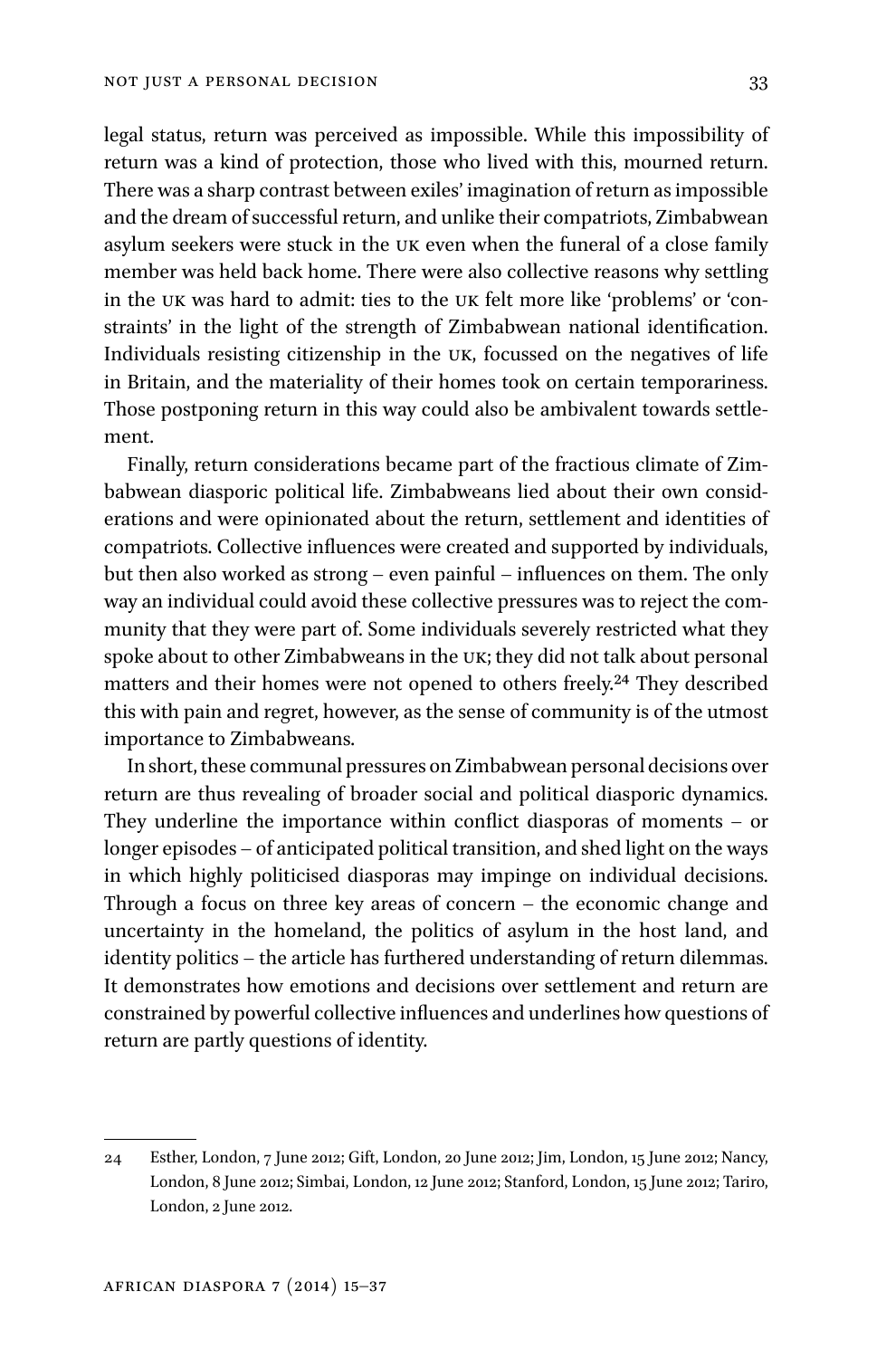legal status, return was perceived as impossible. While this impossibility of return was a kind of protection, those who lived with this, mourned return. There was a sharp contrast between exiles' imagination of return as impossible and the dream of successful return, and unlike their compatriots, Zimbabwean asylum seekers were stuck in the UK even when the funeral of a close family member was held back home. There were also collective reasons why settling in the UK was hard to admit: ties to the UK felt more like 'problems' or 'constraints' in the light of the strength of Zimbabwean national identification. Individuals resisting citizenship in the UK, focussed on the negatives of life in Britain, and the materiality of their homes took on certain temporariness. Those postponing return in this way could also be ambivalent towards settlement.

Finally, return considerations became part of the fractious climate of Zimbabwean diasporic political life. Zimbabweans lied about their own considerations and were opinionated about the return, settlement and identities of compatriots. Collective influences were created and supported by individuals, but then also worked as strong – even painful – influences on them. The only way an individual could avoid these collective pressures was to reject the community that they were part of. Some individuals severely restricted what they spoke about to other Zimbabweans in the UK; they did not talk about personal matters and their homes were not opened to others freely.[24] They described this with pain and regret, however, as the sense of community is of the utmost importance to Zimbabweans.

In short, these communal pressures on Zimbabwean personal decisions over return are thus revealing of broader social and political diasporic dynamics. They underline the importance within conflict diasporas of moments – or longer episodes – of anticipated political transition, and shed light on the ways in which highly politicised diasporas may impinge on individual decisions. Through a focus on three key areas of concern – the economic change and uncertainty in the homeland, the politics of asylum in the host land, and identity politics – the article has furthered understanding of return dilemmas. It demonstrates how emotions and decisions over settlement and return are constrained by powerful collective influences and underlines how questions of return are partly questions of identity.

24 Esther, London, 7 June 2012; Gift, London, 20 June 2012; Jim, London, 15 June 2012; Nancy, London, 8 June 2012; Simbai, London, 12 June 2012; Stanford, London, 15 June 2012; Tariro, London, 2 June 2012.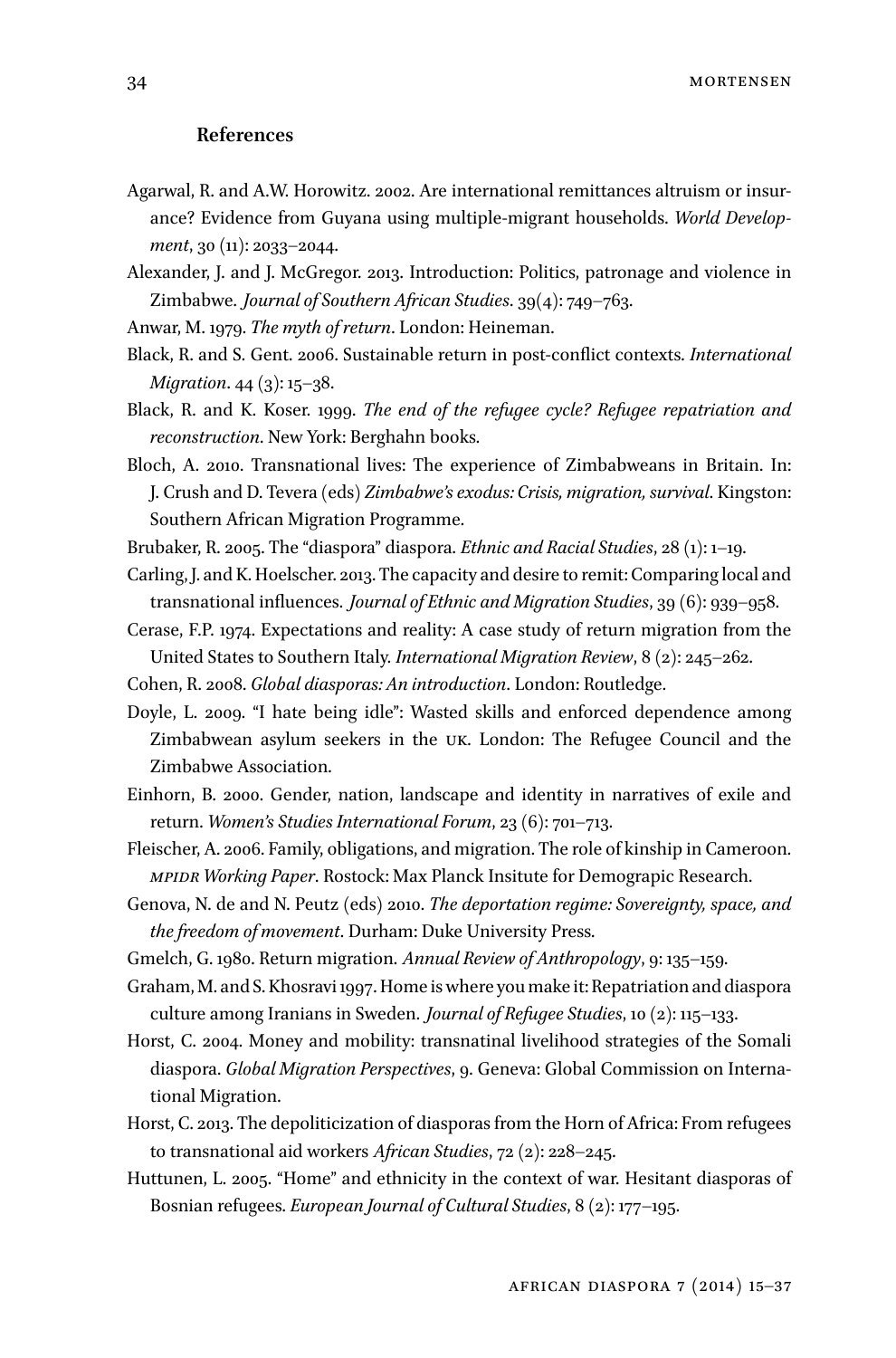## References

Agarwal, R. and A.W. Horowitz. 2002. Are international remittances altruism or insurance? Evidence from Guyana using multiple-migrant households. *World Development*, 30 (11): 2033–2044.

Alexander, J. and J. McGregor. 2013. Introduction: Politics, patronage and violence in Zimbabwe. *Journal of Southern African Studies*. 39(4): 749–763.

Anwar, M. 1979. *The myth of return*. London: Heineman.

Black, R. and S. Gent. 2006. Sustainable return in post-conflict contexts. *International Migration*. 44 (3): 15–38.

Black, R. and K. Koser. 1999. *The end of the refugee cycle? Refugee repatriation and reconstruction*. New York: Berghahn books.

Bloch, A. 2010. Transnational lives: The experience of Zimbabweans in Britain. In: J. Crush and D. Tevera (eds) *Zimbabwe's exodus: Crisis, migration, survival*. Kingston: Southern African Migration Programme.

Brubaker, R. 2005. The "diaspora" diaspora. *Ethnic and Racial Studies*, 28 (1): 1–19.

Carling, J. and K. Hoelscher. 2013. The capacity and desire to remit: Comparing local and transnational influences. *Journal of Ethnic and Migration Studies*, 39 (6): 939–958.

Cerase, F.P. 1974. Expectations and reality: A case study of return migration from the United States to Southern Italy. *International Migration Review*, 8 (2): 245–262.

Cohen, R. 2008. *Global diasporas: An introduction*. London: Routledge.

Doyle, L. 2009. "I hate being idle": Wasted skills and enforced dependence among Zimbabwean asylum seekers in the UK. London: The Refugee Council and the Zimbabwe Association.

Einhorn, B. 2000. Gender, nation, landscape and identity in narratives of exile and return. *Women's Studies International Forum*, 23 (6): 701–713.

Fleischer, A. 2006. Family, obligations, and migration. The role of kinship in Cameroon. *MPIDR Working Paper*. Rostock: Max Planck Insitute for Demograpic Research.

Genova, N. de and N. Peutz (eds) 2010. *The deportation regime: Sovereignty, space, and the freedom of movement*. Durham: Duke University Press.

Gmelch, G. 1980. Return migration. *Annual Review of Anthropology*, 9: 135–159.

Graham, M. and S. Khosravi 1997. Home is where you make it: Repatriation and diaspora culture among Iranians in Sweden. *Journal of Refugee Studies*, 10 (2): 115–133.

Horst, C. 2004. Money and mobility: transnatinal livelihood strategies of the Somali diaspora. *Global Migration Perspectives*, 9. Geneva: Global Commission on International Migration.

Horst, C. 2013. The depoliticization of diasporas from the Horn of Africa: From refugees to transnational aid workers *African Studies*, 72 (2): 228–245.

Huttunen, L. 2005. "Home" and ethnicity in the context of war. Hesitant diasporas of Bosnian refugees. *European Journal of Cultural Studies*, 8 (2): 177–195.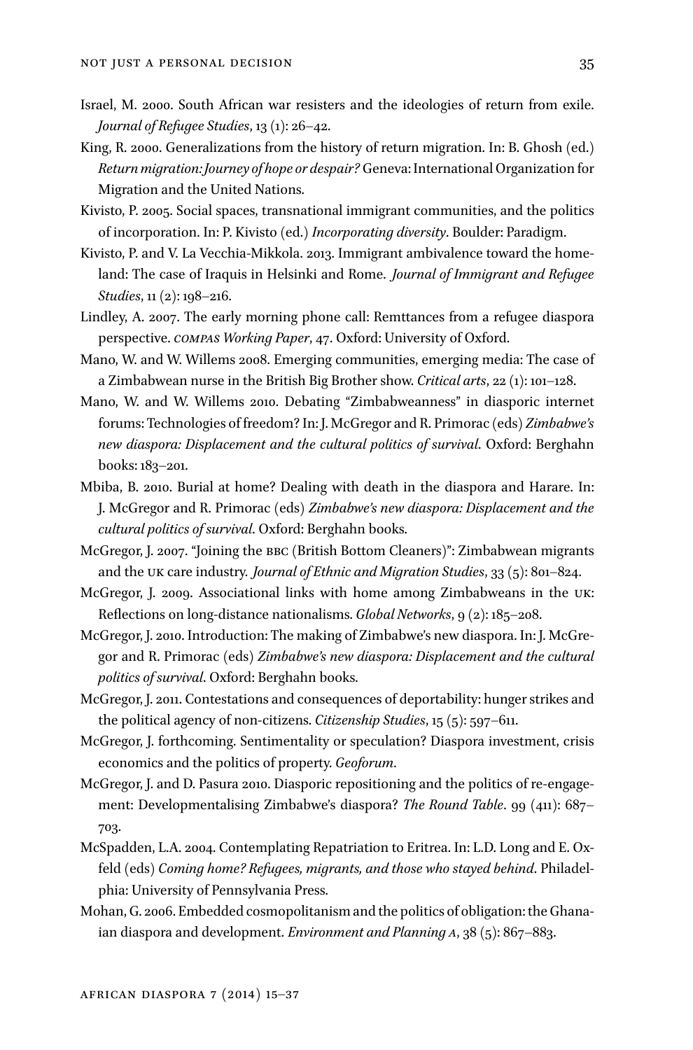Israel, M. 2000. South African war resisters and the ideologies of return from exile. *Journal of Refugee Studies*, 13 (1): 26–42.

King, R. 2000. Generalizations from the history of return migration. In: B. Ghosh (ed.) *Return migration: Journey of hope or despair?* Geneva: International Organization for Migration and the United Nations.

Kivisto, P. 2005. Social spaces, transnational immigrant communities, and the politics of incorporation. In: P. Kivisto (ed.) *Incorporating diversity*. Boulder: Paradigm.

Kivisto, P. and V. La Vecchia-Mikkola. 2013. Immigrant ambivalence toward the homeland: The case of Iraquis in Helsinki and Rome. *Journal of Immigrant and Refugee Studies*, 11 (2): 198–216.

Lindley, A. 2007. The early morning phone call: Remttances from a refugee diaspora perspective. *COMPAS Working Paper*, 47. Oxford: University of Oxford.

Mano, W. and W. Willems 2008. Emerging communities, emerging media: The case of a Zimbabwean nurse in the British Big Brother show. *Critical arts*, 22 (1): 101–128.

Mano, W. and W. Willems 2010. Debating "Zimbabweanness" in diasporic internet forums: Technologies of freedom? In: J. McGregor and R. Primorac (eds) *Zimbabwe's new diaspora: Displacement and the cultural politics of survival*. Oxford: Berghahn books: 183–201.

Mbiba, B. 2010. Burial at home? Dealing with death in the diaspora and Harare. In: J. McGregor and R. Primorac (eds) *Zimbabwe's new diaspora: Displacement and the cultural politics of survival*. Oxford: Berghahn books.

McGregor, J. 2007. "Joining the BBC (British Bottom Cleaners)": Zimbabwean migrants and the UK care industry. *Journal of Ethnic and Migration Studies*, 33 (5): 801–824.

McGregor, J. 2009. Associational links with home among Zimbabweans in the UK: Reflections on long-distance nationalisms. *Global Networks*, 9 (2): 185–208.

McGregor, J. 2010. Introduction: The making of Zimbabwe's new diaspora. In: J. McGregor and R. Primorac (eds) *Zimbabwe's new diaspora: Displacement and the cultural politics of survival*. Oxford: Berghahn books.

McGregor, J. 2011. Contestations and consequences of deportability: hunger strikes and the political agency of non-citizens. *Citizenship Studies*, 15 (5): 597–611.

McGregor, J. forthcoming. Sentimentality or speculation? Diaspora investment, crisis economics and the politics of property. *Geoforum*.

McGregor, J. and D. Pasura 2010. Diasporic repositioning and the politics of re-engagement: Developmentalising Zimbabwe's diaspora? *The Round Table*. 99 (411): 687–703.

McSpadden, L.A. 2004. Contemplating Repatriation to Eritrea. In: L.D. Long and E. Oxfeld (eds) *Coming home? Refugees, migrants, and those who stayed behind*. Philadelphia: University of Pennsylvania Press.

Mohan, G. 2006. Embedded cosmopolitanism and the politics of obligation: the Ghanaian diaspora and development. *Environment and Planning A*, 38 (5): 867–883.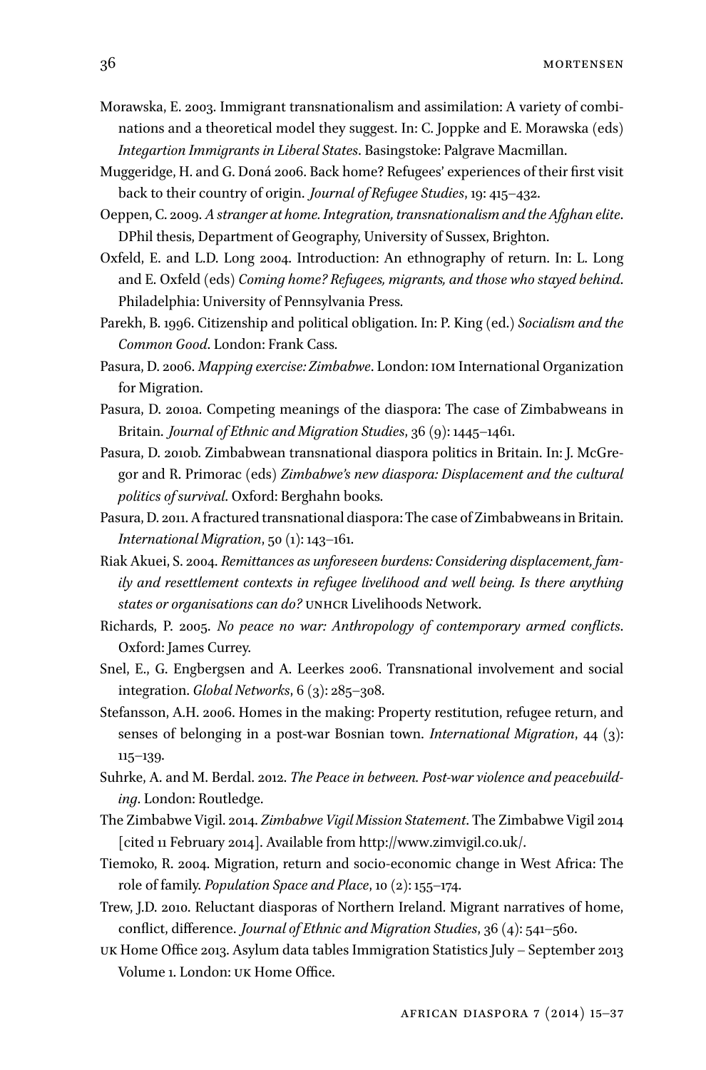Morawska, E. 2003. Immigrant transnationalism and assimilation: A variety of combinations and a theoretical model they suggest. In: C. Joppke and E. Morawska (eds) *Integartion Immigrants in Liberal States*. Basingstoke: Palgrave Macmillan.

Muggeridge, H. and G. Doná 2006. Back home? Refugees' experiences of their first visit back to their country of origin. *Journal of Refugee Studies*, 19: 415–432.

Oeppen, C. 2009. *A stranger at home. Integration, transnationalism and the Afghan elite*. DPhil thesis, Department of Geography, University of Sussex, Brighton.

Oxfeld, E. and L.D. Long 2004. Introduction: An ethnography of return. In: L. Long and E. Oxfeld (eds) *Coming home? Refugees, migrants, and those who stayed behind*. Philadelphia: University of Pennsylvania Press.

Parekh, B. 1996. Citizenship and political obligation. In: P. King (ed.) *Socialism and the Common Good*. London: Frank Cass.

Pasura, D. 2006. *Mapping exercise: Zimbabwe*. London: IOM International Organization for Migration.

Pasura, D. 2010a. Competing meanings of the diaspora: The case of Zimbabweans in Britain. *Journal of Ethnic and Migration Studies*, 36 (9): 1445–1461.

Pasura, D. 2010b. Zimbabwean transnational diaspora politics in Britain. In: J. McGregor and R. Primorac (eds) *Zimbabwe's new diaspora: Displacement and the cultural politics of survival*. Oxford: Berghahn books.

Pasura, D. 2011. A fractured transnational diaspora: The case of Zimbabweans in Britain. *International Migration*, 50 (1): 143–161.

Riak Akuei, S. 2004. *Remittances as unforeseen burdens: Considering displacement, family and resettlement contexts in refugee livelihood and well being. Is there anything states or organisations can do?* UNHCR Livelihoods Network.

Richards, P. 2005. *No peace no war: Anthropology of contemporary armed conflicts*. Oxford: James Currey.

Snel, E., G. Engbergsen and A. Leerkes 2006. Transnational involvement and social integration. *Global Networks*, 6 (3): 285–308.

Stefansson, A.H. 2006. Homes in the making: Property restitution, refugee return, and senses of belonging in a post-war Bosnian town. *International Migration*, 44 (3): 115–139.

Suhrke, A. and M. Berdal. 2012. *The Peace in between. Post-war violence and peacebuilding*. London: Routledge.

The Zimbabwe Vigil. 2014. *Zimbabwe Vigil Mission Statement*. The Zimbabwe Vigil 2014 [cited 11 February 2014]. Available from http://www.zimvigil.co.uk/.

Tiemoko, R. 2004. Migration, return and socio-economic change in West Africa: The role of family. *Population Space and Place*, 10 (2): 155–174.

Trew, J.D. 2010. Reluctant diasporas of Northern Ireland. Migrant narratives of home, conflict, difference. *Journal of Ethnic and Migration Studies*, 36 (4): 541–560.

UK Home Office 2013. Asylum data tables Immigration Statistics July – September 2013 Volume 1. London: UK Home Office.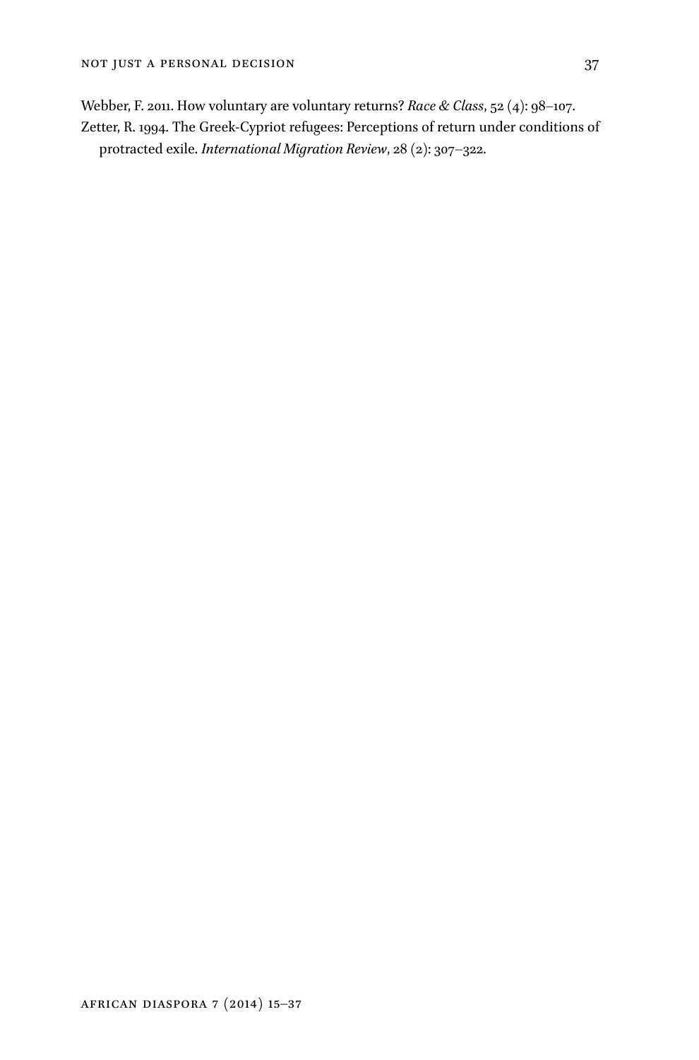Webber, F. 2011. How voluntary are voluntary returns? *Race & Class*, 52 (4): 98–107.

Zetter, R. 1994. The Greek-Cypriot refugees: Perceptions of return under conditions of protracted exile. *International Migration Review*, 28 (2): 307–322.